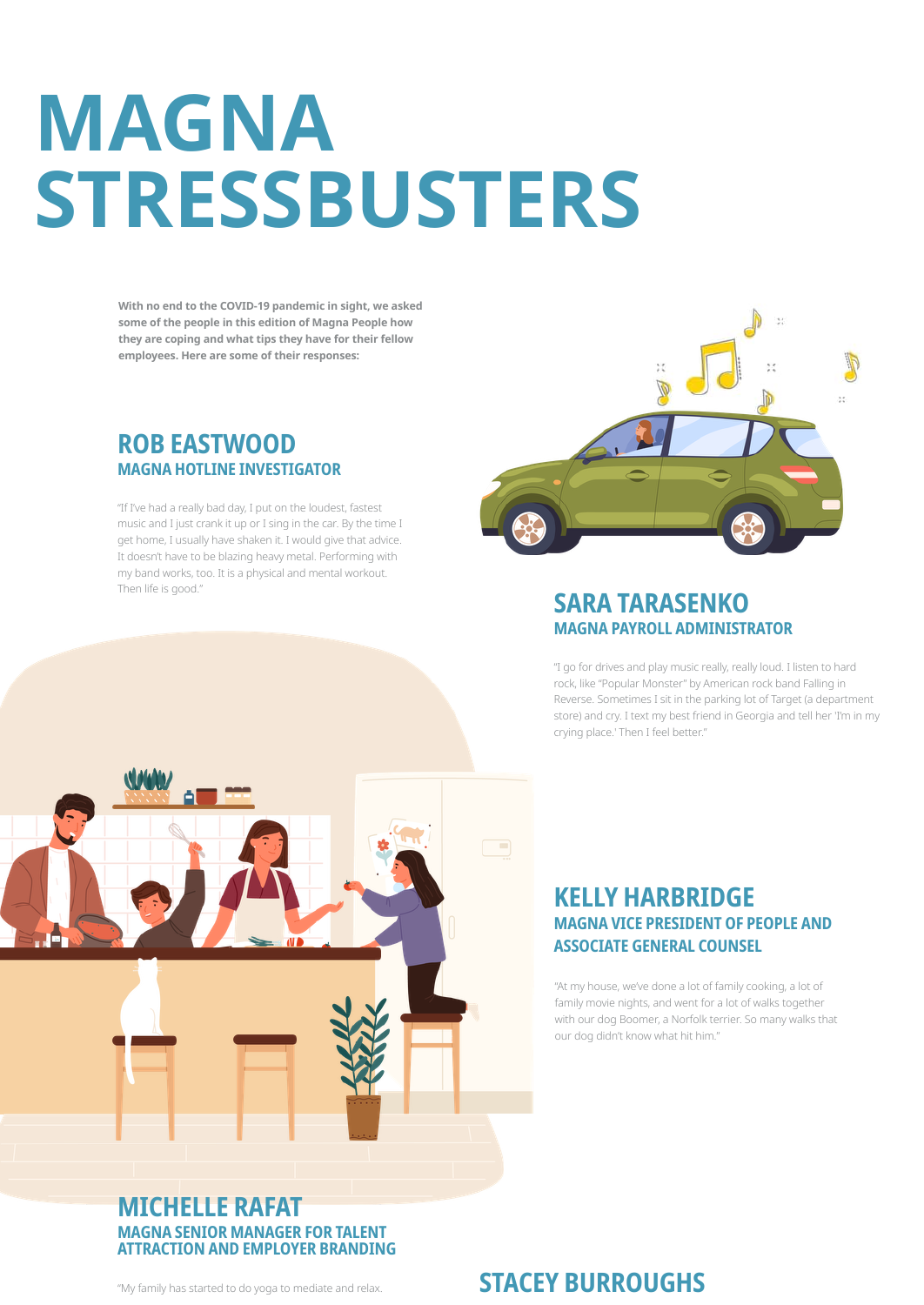# MAGNA STRESSBUSTERS

**With no end to the COVID-19 pandemic in sight, we asked some of the people in this edition of Magna People how they are coping and what tips they have for their fellow employees. Here are some of their responses:**

## ROB EASTWOOD

### MAGNA HOTLINE INVESTIGATOR

"If I've had a really bad day, I put on the loudest, fastest music and I just crank it up or I sing in the car. By the time I get home, I usually have shaken it. I would give that advice. It doesn't have to be blazing heavy metal. Performing with my band works, too. It is a physical and mental workout. Then life is good."

## SARA TARASENKO

### MAGNA PAYROLL ADMINISTRATOR

"I go for drives and play music really, really loud. I listen to hard rock, like "Popular Monster" by American rock band Falling in Reverse. Sometimes I sit in the parking lot of Target (a department store) and cry. I text my best friend in Georgia and tell her 'I'm in my crying place.' Then I feel better."

## KELLY HARBRIDGE

### MAGNA VICE PRESIDENT OF PEOPLE AND ASSOCIATE GENERAL COUNSEL

"At my house, we've done a lot of family cooking, a lot of family movie nights, and went for a lot of walks together with our dog Boomer, a Norfolk terrier. So many walks that our dog didn't know what hit him."

## MICHELLE RAFAT

### MAGNA SENIOR MANAGER FOR TALENT ATTRACTION AND EMPLOYER BRANDING

"My family has started to do yoga to mediate and relax.

## STACEY BURROUGHS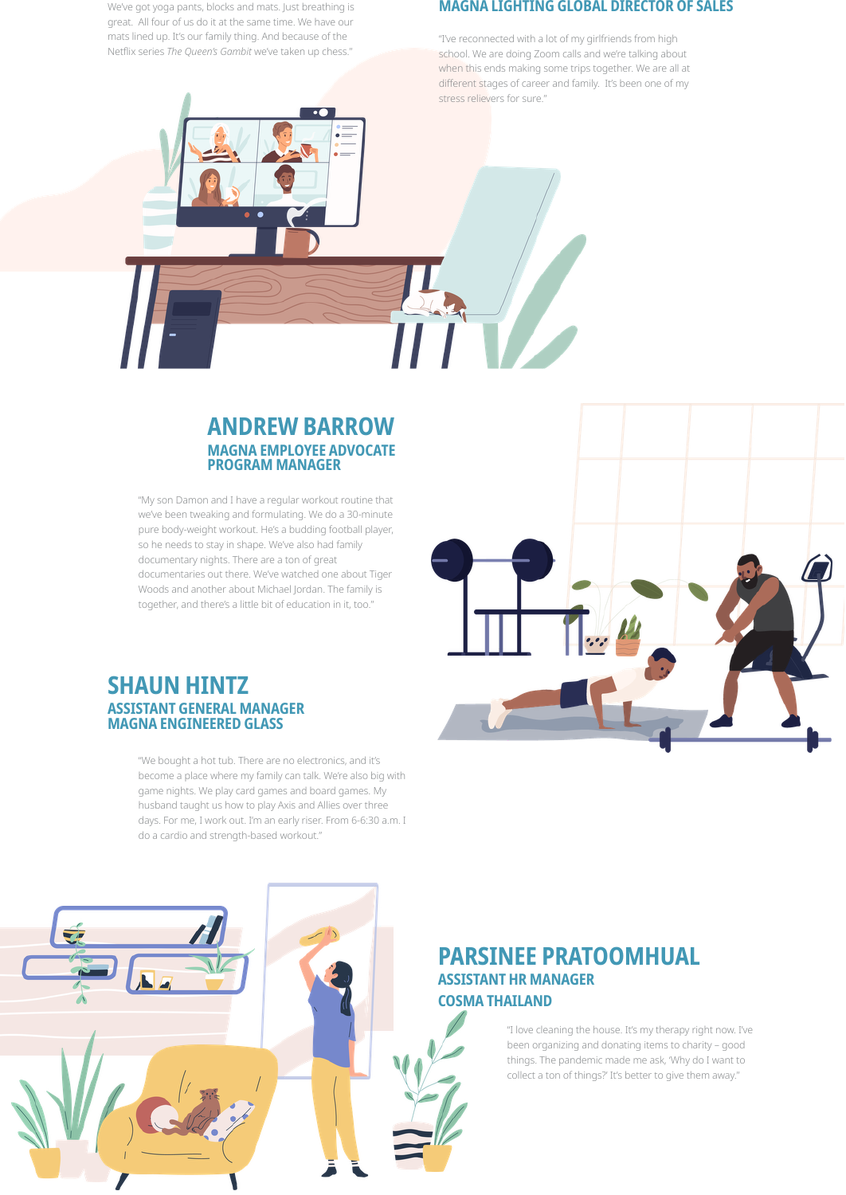We've got yoga pants, blocks and mats. Just breathing is great. All four of us do it at the same time. We have our mats lined up. It's our family thing. And because of the Netflix series *The Queen's Gambit* we've taken up chess."

### MAGNA LIGHTING GLOBAL DIRECTOR OF SALES

"I've reconnected with a lot of my girlfriends from high school. We are doing Zoom calls and we're talking about when this ends making some trips together. We are all at different stages of career and family. It's been one of my stress relievers for sure."

## ANDREW BARROW

### MAGNA EMPLOYEE ADVOCATE PROGRAM MANAGER

"My son Damon and I have a regular workout routine that we've been tweaking and formulating. We do a 30-minute pure body-weight workout. He's a budding football player, so he needs to stay in shape. We've also had family documentary nights. There are a ton of great documentaries out there. We've watched one about Tiger Woods and another about Michael Jordan. The family is together, and there's a little bit of education in it, too."

## SHAUN HINTZ

### ASSISTANT GENERAL MANAGER MAGNA ENGINEERED GLASS

"We bought a hot tub. There are no electronics, and it's become a place where my family can talk. We're also big with game nights. We play card games and board games. My husband taught us how to play Axis and Allies over three days. For me, I work out. I'm an early riser. From 6-6:30 a.m. I do a cardio and strength-based workout."

## PARSINEE PRATOOMHUAL

### ASSISTANT HR MANAGER COSMA THAILAND

"I love cleaning the house. It's my therapy right now. I've been organizing and donating items to charity – good things. The pandemic made me ask, 'Why do I want to collect a ton of things?' It's better to give them away."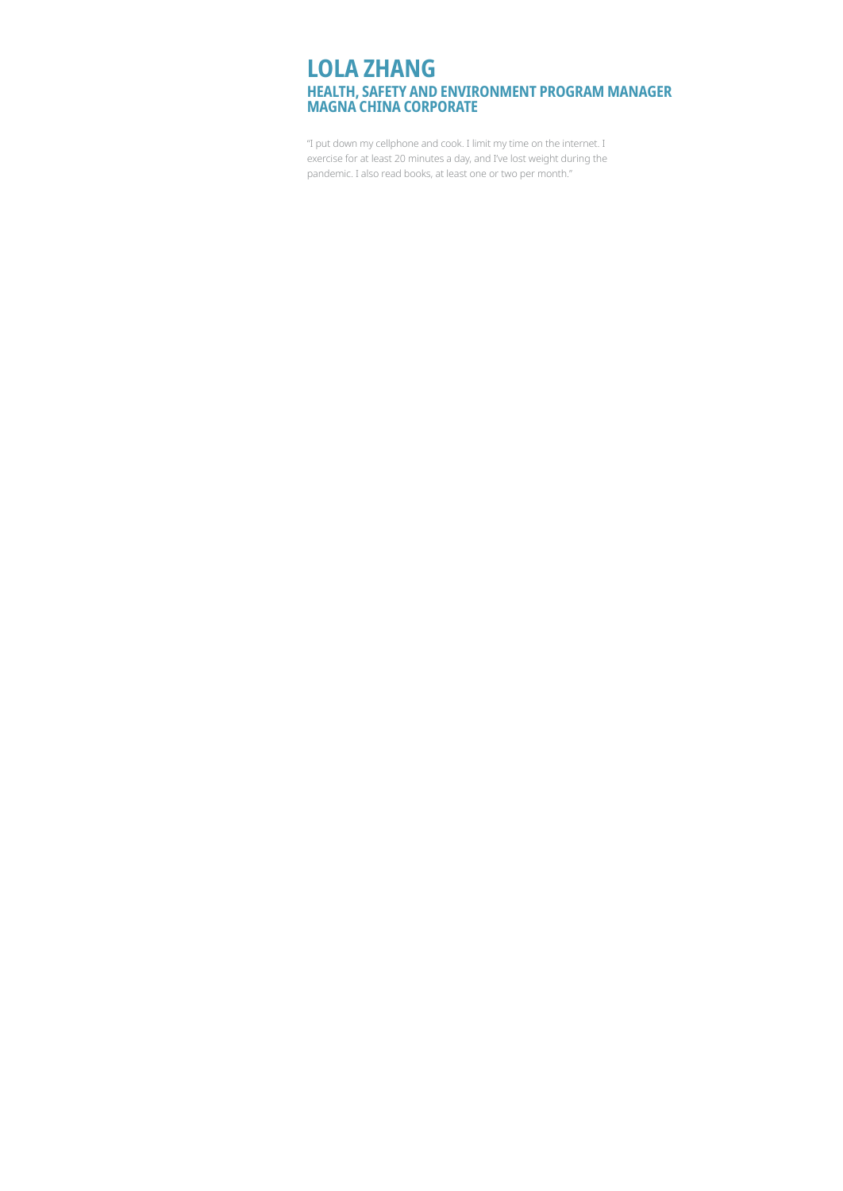# LOLA ZHANG

## HEALTH, SAFETY AND ENVIRONMENT PROGRAM MANAGER MAGNA CHINA CORPORATE

"I put down my cellphone and cook. I limit my time on the internet. I exercise for at least 20 minutes a day, and I've lost weight during the pandemic. I also read books, at least one or two per month."